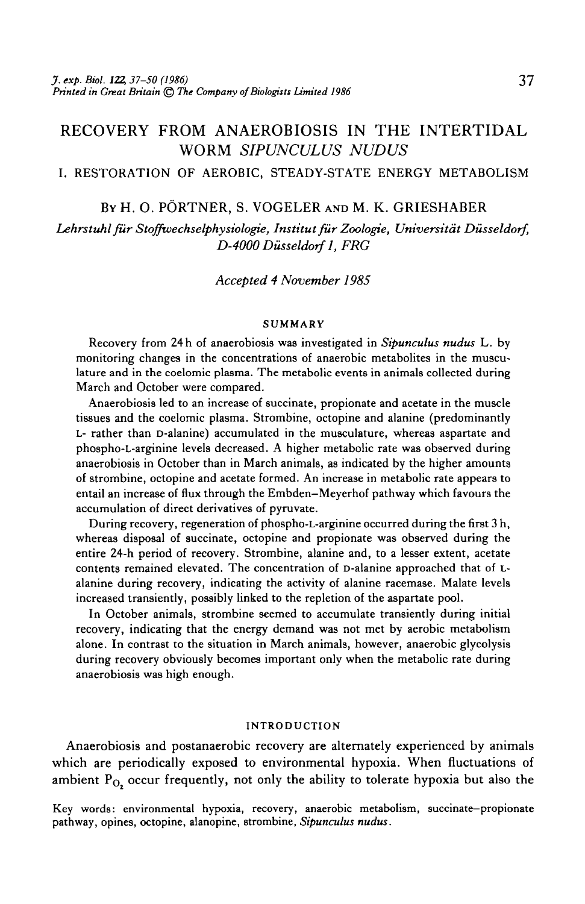# RECOVERY FROM ANAEROBIOSIS IN THE INTERTIDAL WORM *SIPUNCULUS NUDUS*

## I. RESTORATION OF AEROBIC, STEADY-STATE ENERGY METABOLISM

By H. O. PÖRTNER, S. VOGELER AND M. K. GRIESHABER

*Lehrstuhl für Stoffwechselphysiologie, Institut für Zoologie, Universität Düsseldorf, D-4000 Düsseldorf 1, FRG*

*Accepted 4 November 1985*

### SUMMARY

Recovery from 24 h of anaerobiosis was investigated in *Sipunculus nudus* L. by monitoring changes in the concentrations of anaerobic metabolites in the musculature and in the coelomic plasma. The metabolic events in animals collected during March and October were compared.

Anaerobiosis led to an increase of succinate, propionate and acetate in the muscle tissues and the coelomic plasma. Strombine, octopine and alanine (predominantly L- rather than D-alanine) accumulated in the musculature, whereas aspartate and phospho-L-arginine levels decreased. A higher metabolic rate was observed during anaerobiosis in October than in March animals, as indicated by the higher amounts of strombine, octopine and acetate formed. An increase in metabolic rate appears to entail an increase of flux through the Embden–Meyerhof pathway which favours the accumulation of direct derivatives of pyruvate.

During recovery, regeneration of phospho-L-arginine occurred during the first 3 h, whereas disposal of succinate, octopine and propionate was observed during the entire 24-h period of recovery. Strombine, alanine and, to a lesser extent, acetate contents remained elevated. The concentration of D-alanine approached that of L-alanine during recovery, indicating the activity of alanine racemase. Malate levels increased transiently, possibly linked to the repletion of the aspartate pool.

In October animals, strombine seemed to accumulate transiently during initial recovery, indicating that the energy demand was not met by aerobic metabolism alone. In contrast to the situation in March animals, however, anaerobic glycolysis during recovery obviously becomes important only when the metabolic rate during anaerobiosis was high enough.

### INTRODUCTION

Anaerobiosis and postanaerobic recovery are alternately experienced by animals which are periodically exposed to environmental hypoxia. When fluctuations of ambient $P_{O_2}$ occur frequently, not only the ability to tolerate hypoxia but also the

Key words: environmental hypoxia, recovery, anaerobic metabolism, succinate–propionate pathway, opines, octopine, alanopine, strombine, *Sipunculus nudus*.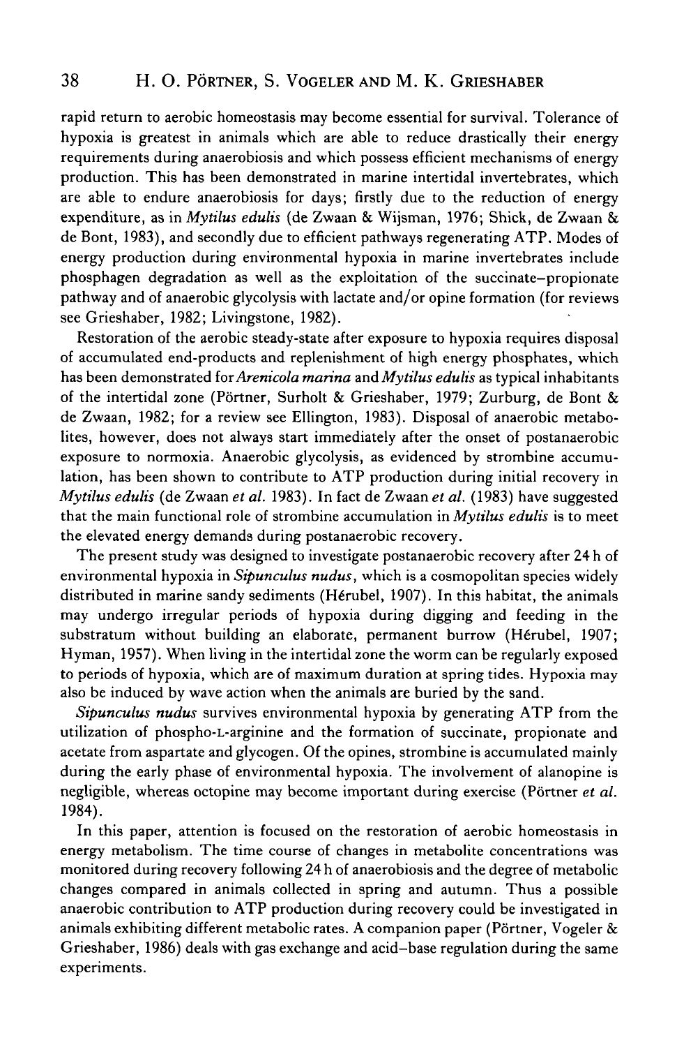rapid return to aerobic homeostasis may become essential for survival. Tolerance of hypoxia is greatest in animals which are able to reduce drastically their energy requirements during anaerobiosis and which possess efficient mechanisms of energy production. This has been demonstrated in marine intertidal invertebrates, which are able to endure anaerobiosis for days; firstly due to the reduction of energy expenditure, as in *Mytilus edulis* (de Zwaan & Wijsman, 1976; Shick, de Zwaan & de Bont, 1983), and secondly due to efficient pathways regenerating ATP. Modes of energy production during environmental hypoxia in marine invertebrates include phosphagen degradation as well as the exploitation of the succinate–propionate pathway and of anaerobic glycolysis with lactate and/or opine formation (for reviews see Grieshaber, 1982; Livingstone, 1982).

Restoration of the aerobic steady-state after exposure to hypoxia requires disposal of accumulated end-products and replenishment of high energy phosphates, which has been demonstrated for *Arenicola marina* and *Mytilus edulis* as typical inhabitants of the intertidal zone (Pörtner, Surholt & Grieshaber, 1979; Zurburg, de Bont & de Zwaan, 1982; for a review see Ellington, 1983). Disposal of anaerobic metabolites, however, does not always start immediately after the onset of postanaerobic exposure to normoxia. Anaerobic glycolysis, as evidenced by strombine accumulation, has been shown to contribute to ATP production during initial recovery in *Mytilus edulis* (de Zwaan *et al.* 1983). In fact de Zwaan *et al.* (1983) have suggested that the main functional role of strombine accumulation in *Mytilus edulis* is to meet the elevated energy demands during postanaerobic recovery.

The present study was designed to investigate postanaerobic recovery after 24 h of environmental hypoxia in *Sipunculus nudus*, which is a cosmopolitan species widely distributed in marine sandy sediments (Hérubel, 1907). In this habitat, the animals may undergo irregular periods of hypoxia during digging and feeding in the substratum without building an elaborate, permanent burrow (Hérubel, 1907; Hyman, 1957). When living in the intertidal zone the worm can be regularly exposed to periods of hypoxia, which are of maximum duration at spring tides. Hypoxia may also be induced by wave action when the animals are buried by the sand.

*Sipunculus nudus* survives environmental hypoxia by generating ATP from the utilization of phospho-L-arginine and the formation of succinate, propionate and acetate from aspartate and glycogen. Of the opines, strombine is accumulated mainly during the early phase of environmental hypoxia. The involvement of alanopine is negligible, whereas octopine may become important during exercise (Pörtner *et al.* 1984).

In this paper, attention is focused on the restoration of aerobic homeostasis in energy metabolism. The time course of changes in metabolite concentrations was monitored during recovery following 24 h of anaerobiosis and the degree of metabolic changes compared in animals collected in spring and autumn. Thus a possible anaerobic contribution to ATP production during recovery could be investigated in animals exhibiting different metabolic rates. A companion paper (Pörtner, Vogeler & Grieshaber, 1986) deals with gas exchange and acid–base regulation during the same experiments.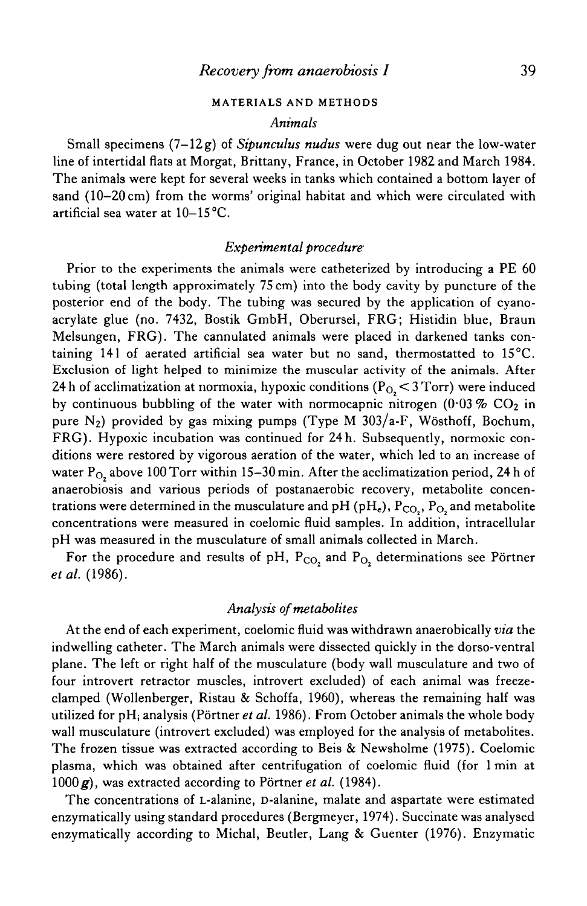## MATERIALS AND METHODS

### *Animals*

Small specimens (7–12 g) of *Sipunculus nudus* were dug out near the low-water line of intertidal flats at Morgat, Brittany, France, in October 1982 and March 1984. The animals were kept for several weeks in tanks which contained a bottom layer of sand (10–20 cm) from the worms' original habitat and which were circulated with artificial sea water at 10–15 °C.

### *Experimental procedure*

Prior to the experiments the animals were catheterized by introducing a PE 60 tubing (total length approximately 75 cm) into the body cavity by puncture of the posterior end of the body. The tubing was secured by the application of cyano-acrylate glue (no. 7432, Bostik GmbH, Oberursel, FRG; Histidin blue, Braun Melsungen, FRG). The cannulated animals were placed in darkened tanks containing 14 l of aerated artificial sea water but no sand, thermostatted to 15 °C. Exclusion of light helped to minimize the muscular activity of the animals. After 24 h of acclimatization at normoxia, hypoxic conditions ($P_{O_2} < 3$ Torr) were induced by continuous bubbling of the water with normocapnic nitrogen (0·03 % $CO_2$ in pure $N_2$) provided by gas mixing pumps (Type M 303/a-F, Wösthoff, Bochum, FRG). Hypoxic incubation was continued for 24 h. Subsequently, normoxic conditions were restored by vigorous aeration of the water, which led to an increase of water $P_{O_2}$ above 100 Torr within 15–30 min. After the acclimatization period, 24 h of anaerobiosis and various periods of postanaerobic recovery, metabolite concentrations were determined in the musculature and pH ($pH_e$), $P_{CO_2}$, $P_{O_2}$ and metabolite concentrations were measured in coelomic fluid samples. In addition, intracellular pH was measured in the musculature of small animals collected in March.

For the procedure and results of pH, $P_{CO_2}$ and $P_{O_2}$ determinations see Pörtner *et al.* (1986).

### *Analysis of metabolites*

At the end of each experiment, coelomic fluid was withdrawn anaerobically *via* the indwelling catheter. The March animals were dissected quickly in the dorso-ventral plane. The left or right half of the musculature (body wall musculature and two of four introvert retractor muscles, introvert excluded) of each animal was freeze-clamped (Wollenberger, Ristau & Schoffa, 1960), whereas the remaining half was utilized for $pH_i$ analysis (Pörtner *et al.* 1986). From October animals the whole body wall musculature (introvert excluded) was employed for the analysis of metabolites. The frozen tissue was extracted according to Beis & Newsholme (1975). Coelomic plasma, which was obtained after centrifugation of coelomic fluid (for 1 min at 1000 ***g***), was extracted according to Pörtner *et al.* (1984).

The concentrations of L-alanine, D-alanine, malate and aspartate were estimated enzymatically using standard procedures (Bergmeyer, 1974). Succinate was analysed enzymatically according to Michal, Beutler, Lang & Guenter (1976). Enzymatic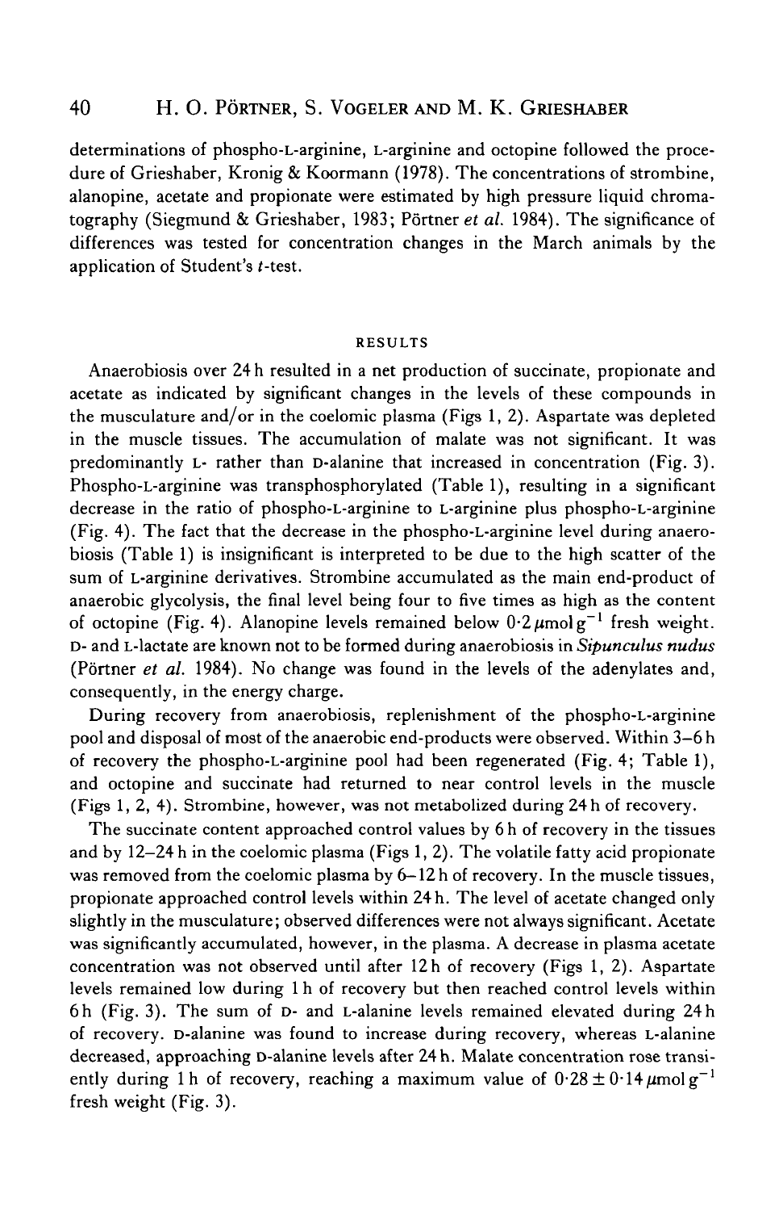determinations of phospho-L-arginine, L-arginine and octopine followed the procedure of Grieshaber, Kronig & Koormann (1978). The concentrations of strombine, alanopine, acetate and propionate were estimated by high pressure liquid chromatography (Siegmund & Grieshaber, 1983; Pörtner *et al.* 1984). The significance of differences was tested for concentration changes in the March animals by the application of Student's *t*-test.

## RESULTS

Anaerobiosis over 24 h resulted in a net production of succinate, propionate and acetate as indicated by significant changes in the levels of these compounds in the musculature and/or in the coelomic plasma (Figs 1, 2). Aspartate was depleted in the muscle tissues. The accumulation of malate was not significant. It was predominantly L- rather than D-alanine that increased in concentration (Fig. 3). Phospho-L-arginine was transphosphorylated (Table 1), resulting in a significant decrease in the ratio of phospho-L-arginine to L-arginine plus phospho-L-arginine (Fig. 4). The fact that the decrease in the phospho-L-arginine level during anaerobiosis (Table 1) is insignificant is interpreted to be due to the high scatter of the sum of L-arginine derivatives. Strombine accumulated as the main end-product of anaerobic glycolysis, the final level being four to five times as high as the content of octopine (Fig. 4). Alanopine levels remained below $0.2\,\mu mol\,g^{-1}$ fresh weight. D- and L-lactate are known not to be formed during anaerobiosis in *Sipunculus nudus* (Pörtner *et al.* 1984). No change was found in the levels of the adenylates and, consequently, in the energy charge.

During recovery from anaerobiosis, replenishment of the phospho-L-arginine pool and disposal of most of the anaerobic end-products were observed. Within 3–6 h of recovery the phospho-L-arginine pool had been regenerated (Fig. 4; Table 1), and octopine and succinate had returned to near control levels in the muscle (Figs 1, 2, 4). Strombine, however, was not metabolized during 24 h of recovery.

The succinate content approached control values by 6 h of recovery in the tissues and by 12–24 h in the coelomic plasma (Figs 1, 2). The volatile fatty acid propionate was removed from the coelomic plasma by 6–12 h of recovery. In the muscle tissues, propionate approached control levels within 24 h. The level of acetate changed only slightly in the musculature; observed differences were not always significant. Acetate was significantly accumulated, however, in the plasma. A decrease in plasma acetate concentration was not observed until after 12 h of recovery (Figs 1, 2). Aspartate levels remained low during 1 h of recovery but then reached control levels within 6 h (Fig. 3). The sum of D- and L-alanine levels remained elevated during 24 h of recovery. D-alanine was found to increase during recovery, whereas L-alanine decreased, approaching D-alanine levels after 24 h. Malate concentration rose transiently during 1 h of recovery, reaching a maximum value of $0.28 \pm 0.14\,\mu mol\,g^{-1}$ fresh weight (Fig. 3).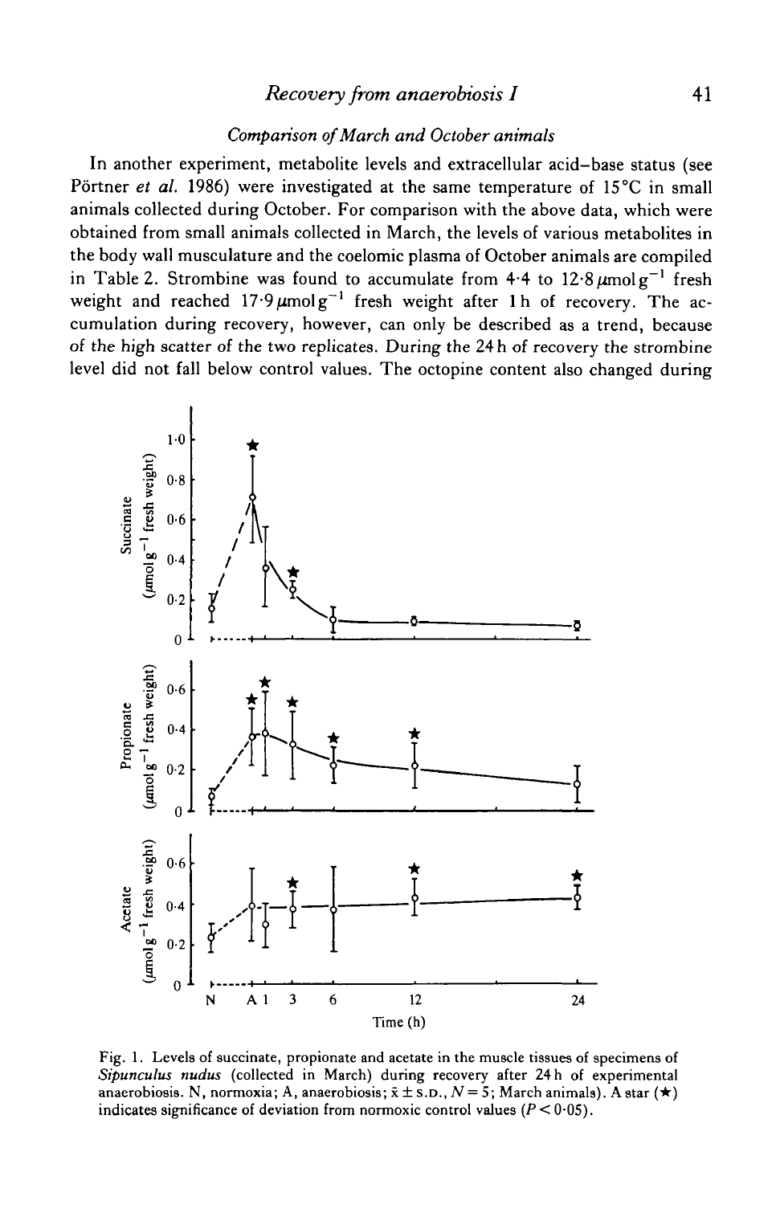### *Comparison of March and October animals*

In another experiment, metabolite levels and extracellular acid–base status (see Pörtner *et al.* 1986) were investigated at the same temperature of 15 °C in small animals collected during October. For comparison with the above data, which were obtained from small animals collected in March, the levels of various metabolites in the body wall musculature and the coelomic plasma of October animals are compiled in Table 2. Strombine was found to accumulate from 4·4 to 12·8 $\mu$mol g$^{-1}$ fresh weight and reached 17·9 $\mu$mol g$^{-1}$ fresh weight after 1 h of recovery. The accumulation during recovery, however, can only be described as a trend, because of the high scatter of the two replicates. During the 24 h of recovery the strombine level did not fall below control values. The octopine content also changed during

Fig. 1. Levels of succinate, propionate and acetate in the muscle tissues of specimens of *Sipunculus nudus* (collected in March) during recovery after 24 h of experimental anaerobiosis. N, normoxia; A, anaerobiosis; $\bar{x} \pm$ S.D., $N = 5$; March animals). A star (★) indicates significance of deviation from normoxic control values ($P < 0.05$).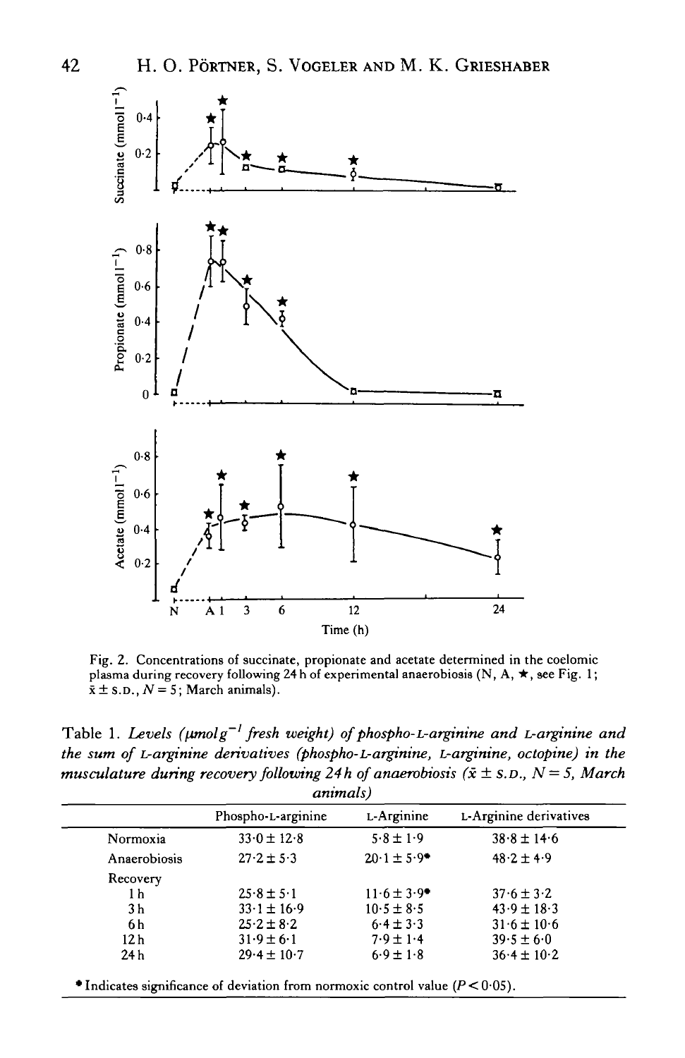Fig. 2. Concentrations of succinate, propionate and acetate determined in the coelomic plasma during recovery following 24 h of experimental anaerobiosis (N, A, ★, see Fig. 1; $\bar{x} \pm$ S.D., $N = 5$; March animals).

Table 1. *Levels ($\mu$mol g$^{-1}$ fresh weight) of phospho-L-arginine and L-arginine and the sum of L-arginine derivatives (phospho-L-arginine, L-arginine, octopine) in the musculature during recovery following 24 h of anaerobiosis ($\bar{x} \pm$ S.D., $N = 5$, March animals)*

| | Phospho-L-arginine | L-Arginine | L-Arginine derivatives |
|---|---|---|---|
| Normoxia | 33·0 ± 12·8 | 5·8 ± 1·9 | 38·8 ± 14·6 |
| Anaerobiosis | 27·2 ± 5·3 | 20·1 ± 5·9* | 48·2 ± 4·9 |
| Recovery | | | |
| 1 h | 25·8 ± 5·1 | 11·6 ± 3·9* | 37·6 ± 3·2 |
| 3 h | 33·1 ± 16·9 | 10·5 ± 8·5 | 43·9 ± 18·3 |
| 6 h | 25·2 ± 8·2 | 6·4 ± 3·3 | 31·6 ± 10·6 |
| 12 h | 31·9 ± 6·1 | 7·9 ± 1·4 | 39·5 ± 6·0 |
| 24 h | 29·4 ± 10·7 | 6·9 ± 1·8 | 36·4 ± 10·2 |

* Indicates significance of deviation from normoxic control value ($P < 0.05$).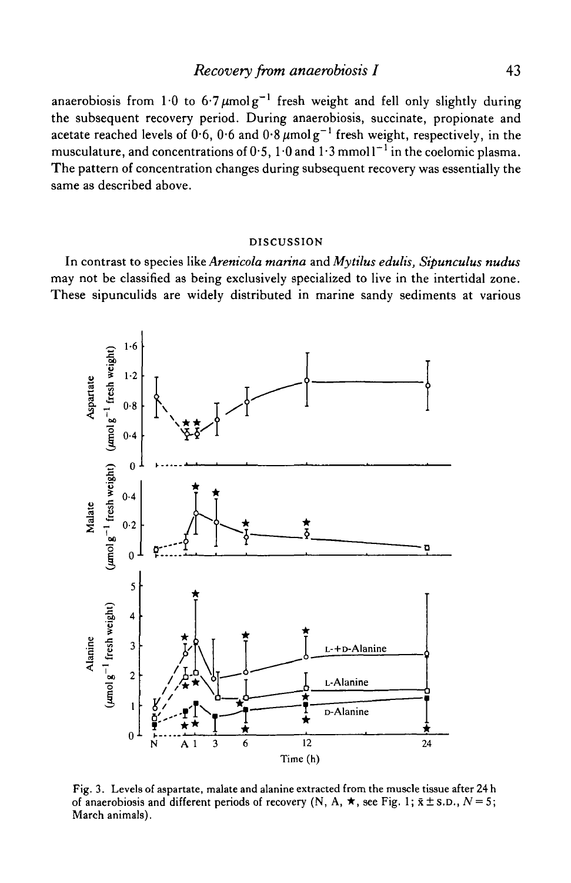anaerobiosis from 1·0 to 6·7 $\mu$mol $g^{-1}$ fresh weight and fell only slightly during the subsequent recovery period. During anaerobiosis, succinate, propionate and acetate reached levels of 0·6, 0·6 and 0·8 $\mu$mol $g^{-1}$ fresh weight, respectively, in the musculature, and concentrations of 0·5, 1·0 and 1·3 mmol $l^{-1}$ in the coelomic plasma. The pattern of concentration changes during subsequent recovery was essentially the same as described above.

## DISCUSSION

In contrast to species like *Arenicola marina* and *Mytilus edulis*, *Sipunculus nudus* may not be classified as being exclusively specialized to live in the intertidal zone. These sipunculids are widely distributed in marine sandy sediments at various

Fig. 3. Levels of aspartate, malate and alanine extracted from the muscle tissue after 24 h of anaerobiosis and different periods of recovery (N, A, ★, see Fig. 1; $\bar{x} \pm$ S.D., $N = 5$; March animals).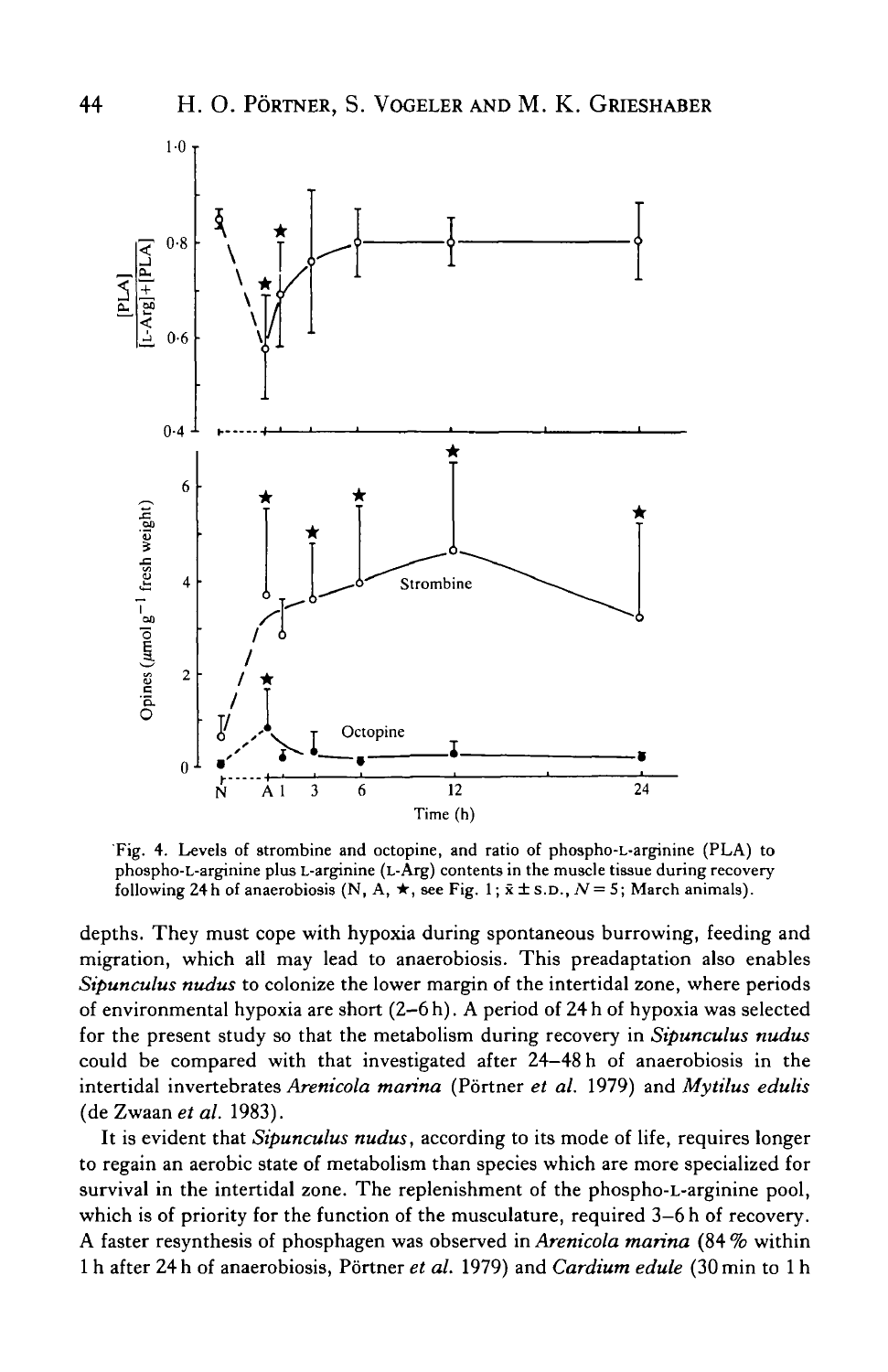Fig. 4. Levels of strombine and octopine, and ratio of phospho-L-arginine (PLA) to phospho-L-arginine plus L-arginine (L-Arg) contents in the muscle tissue during recovery following 24 h of anaerobiosis (N, A, ★, see Fig. 1; $\bar{x} \pm$ S.D., $N = 5$; March animals).

depths. They must cope with hypoxia during spontaneous burrowing, feeding and migration, which all may lead to anaerobiosis. This preadaptation also enables *Sipunculus nudus* to colonize the lower margin of the intertidal zone, where periods of environmental hypoxia are short (2–6 h). A period of 24 h of hypoxia was selected for the present study so that the metabolism during recovery in *Sipunculus nudus* could be compared with that investigated after 24–48 h of anaerobiosis in the intertidal invertebrates *Arenicola marina* (Pörtner *et al.* 1979) and *Mytilus edulis* (de Zwaan *et al.* 1983).

It is evident that *Sipunculus nudus*, according to its mode of life, requires longer to regain an aerobic state of metabolism than species which are more specialized for survival in the intertidal zone. The replenishment of the phospho-L-arginine pool, which is of priority for the function of the musculature, required 3–6 h of recovery. A faster resynthesis of phosphagen was observed in *Arenicola marina* (84 % within 1 h after 24 h of anaerobiosis, Pörtner *et al.* 1979) and *Cardium edule* (30 min to 1 h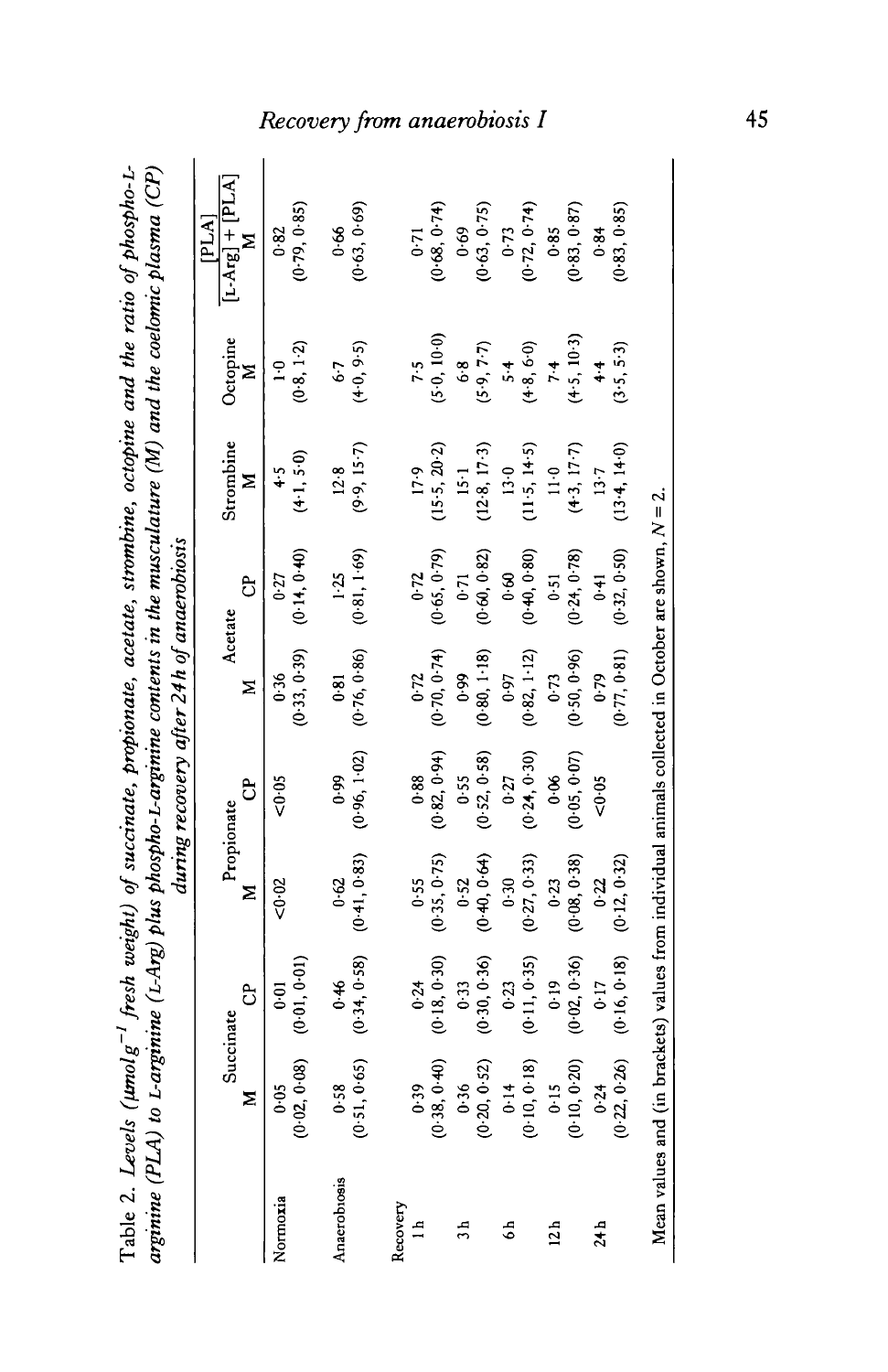Table 2. *Levels (μmol g⁻¹ fresh weight) of succinate, propionate, acetate, strombine, octopine and the ratio of phospho-L-arginine (PLA) to L-arginine (L-Arg) plus phospho-L-arginine contents in the musculature (M) and the coelomic plasma (CP) during recovery after 24 h of anaerobiosis*

| | Succinate | | Propionate | | Acetate | | Strombine | Octopine | $\frac{[PLA]}{[L\text{-}Arg]+[PLA]}$ |
|---|---|---|---|---|---|---|---|---|---|
| | M | CP | M | CP | M | CP | M | M | M |
| Normoxia | 0·05 (0·02, 0·08) | 0·01 (0·01, 0·01) | <0·02 | <0·05 | 0·36 (0·33, 0·39) | 0·27 (0·14, 0·40) | 4·5 (4·1, 5·0) | 1·0 (0·8, 1·2) | 0·82 (0·79, 0·85) |
| Anaerobiosis | 0·58 (0·51, 0·65) | 0·46 (0·34, 0·58) | 0·62 (0·41, 0·83) | 0·99 (0·96, 1·02) | 0·81 (0·76, 0·86) | 1·25 (0·81, 1·69) | 12·8 (9·9, 15·7) | 6·7 (4·0, 9·5) | 0·66 (0·63, 0·69) |
| Recovery | | | | | | | | | |
| 1 h | 0·39 (0·38, 0·40) | 0·24 (0·18, 0·30) | 0·55 (0·35, 0·75) | 0·88 (0·82, 0·94) | 0·72 (0·70, 0·74) | 0·72 (0·65, 0·79) | 17·9 (15·5, 20·2) | 7·5 (5·0, 10·0) | 0·71 (0·68, 0·74) |
| 3 h | 0·36 (0·20, 0·52) | 0·33 (0·30, 0·36) | 0·52 (0·40, 0·64) | 0·55 (0·52, 0·58) | 0·99 (0·80, 1·18) | 0·71 (0·60, 0·82) | 15·1 (12·8, 17·3) | 6·8 (5·9, 7·7) | 0·69 (0·63, 0·75) |
| 6 h | 0·14 (0·10, 0·18) | 0·23 (0·11, 0·35) | 0·30 (0·27, 0·33) | 0·27 (0·24, 0·30) | 0·97 (0·82, 1·12) | 0·60 (0·40, 0·80) | 13·0 (11·5, 14·5) | 5·4 (4·8, 6·0) | 0·73 (0·72, 0·74) |
| 12 h | 0·15 (0·10, 0·20) | 0·19 (0·02, 0·36) | 0·23 (0·08, 0·38) | 0·06 (0·05, 0·07) | 0·73 (0·50, 0·96) | 0·51 (0·24, 0·78) | 11·0 (4·3, 17·7) | 7·4 (4·5, 10·3) | 0·85 (0·83, 0·87) |
| 24 h | 0·24 (0·22, 0·26) | 0·17 (0·16, 0·18) | 0·22 (0·12, 0·32) | <0·05 | 0·79 (0·77, 0·81) | 0·41 (0·32, 0·50) | 13·7 (13·4, 14·0) | 4·4 (3·5, 5·3) | 0·84 (0·83, 0·85) |

Mean values and (in brackets) values from individual animals collected in October are shown, $N = 2$.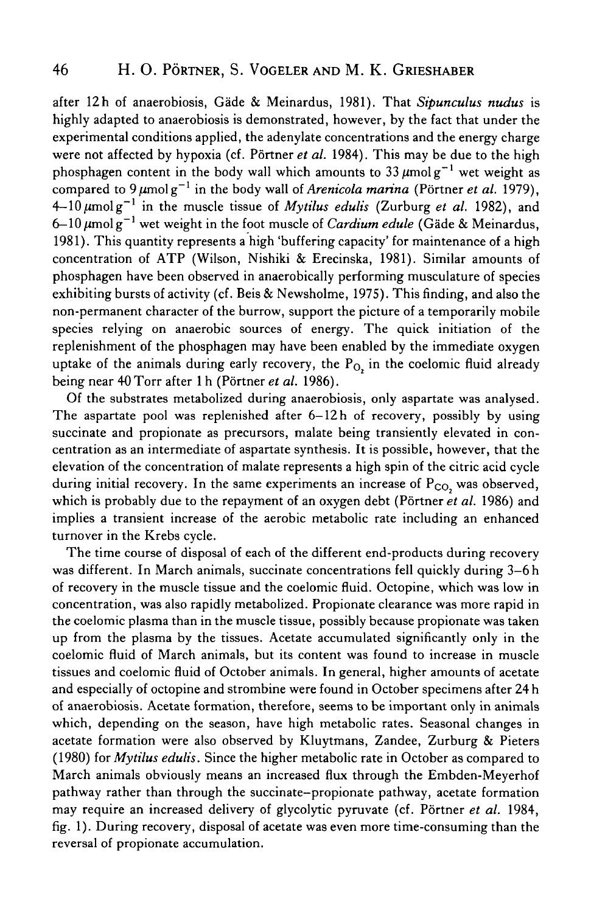after 12 h of anaerobiosis, Gäde & Meinardus, 1981). That *Sipunculus nudus* is highly adapted to anaerobiosis is demonstrated, however, by the fact that under the experimental conditions applied, the adenylate concentrations and the energy charge were not affected by hypoxia (cf. Pörtner *et al.* 1984). This may be due to the high phosphagen content in the body wall which amounts to $33\,\mu\text{mol}\,\text{g}^{-1}$ wet weight as compared to $9\,\mu\text{mol}\,\text{g}^{-1}$ in the body wall of *Arenicola marina* (Pörtner *et al.* 1979), $4$–$10\,\mu\text{mol}\,\text{g}^{-1}$ in the muscle tissue of *Mytilus edulis* (Zurburg *et al.* 1982), and $6$–$10\,\mu\text{mol}\,\text{g}^{-1}$ wet weight in the foot muscle of *Cardium edule* (Gäde & Meinardus, 1981). This quantity represents a high 'buffering capacity' for maintenance of a high concentration of ATP (Wilson, Nishiki & Erecinska, 1981). Similar amounts of phosphagen have been observed in anaerobically performing musculature of species exhibiting bursts of activity (cf. Beis & Newsholme, 1975). This finding, and also the non-permanent character of the burrow, support the picture of a temporarily mobile species relying on anaerobic sources of energy. The quick initiation of the replenishment of the phosphagen may have been enabled by the immediate oxygen uptake of the animals during early recovery, the $P_{O_2}$ in the coelomic fluid already being near 40 Torr after 1 h (Pörtner *et al.* 1986).

Of the substrates metabolized during anaerobiosis, only aspartate was analysed. The aspartate pool was replenished after 6–12 h of recovery, possibly by using succinate and propionate as precursors, malate being transiently elevated in concentration as an intermediate of aspartate synthesis. It is possible, however, that the elevation of the concentration of malate represents a high spin of the citric acid cycle during initial recovery. In the same experiments an increase of $P_{CO_2}$ was observed, which is probably due to the repayment of an oxygen debt (Pörtner *et al.* 1986) and implies a transient increase of the aerobic metabolic rate including an enhanced turnover in the Krebs cycle.

The time course of disposal of each of the different end-products during recovery was different. In March animals, succinate concentrations fell quickly during 3–6 h of recovery in the muscle tissue and the coelomic fluid. Octopine, which was low in concentration, was also rapidly metabolized. Propionate clearance was more rapid in the coelomic plasma than in the muscle tissue, possibly because propionate was taken up from the plasma by the tissues. Acetate accumulated significantly only in the coelomic fluid of March animals, but its content was found to increase in muscle tissues and coelomic fluid of October animals. In general, higher amounts of acetate and especially of octopine and strombine were found in October specimens after 24 h of anaerobiosis. Acetate formation, therefore, seems to be important only in animals which, depending on the season, have high metabolic rates. Seasonal changes in acetate formation were also observed by Kluytmans, Zandee, Zurburg & Pieters (1980) for *Mytilus edulis*. Since the higher metabolic rate in October as compared to March animals obviously means an increased flux through the Embden-Meyerhof pathway rather than through the succinate–propionate pathway, acetate formation may require an increased delivery of glycolytic pyruvate (cf. Pörtner *et al.* 1984, fig. 1). During recovery, disposal of acetate was even more time-consuming than the reversal of propionate accumulation.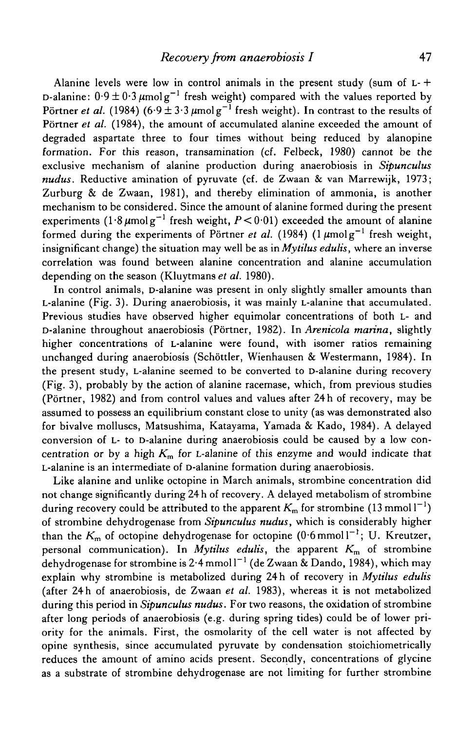Alanine levels were low in control animals in the present study (sum of L- + D-alanine: $0{\cdot}9 \pm 0{\cdot}3\,\mu\text{mol}\,\text{g}^{-1}$ fresh weight) compared with the values reported by Pörtner *et al.* (1984) ($6{\cdot}9 \pm 3{\cdot}3\,\mu\text{mol}\,\text{g}^{-1}$ fresh weight). In contrast to the results of Pörtner *et al.* (1984), the amount of accumulated alanine exceeded the amount of degraded aspartate three to four times without being reduced by alanopine formation. For this reason, transamination (cf. Felbeck, 1980) cannot be the exclusive mechanism of alanine production during anaerobiosis in *Sipunculus nudus*. Reductive amination of pyruvate (cf. de Zwaan & van Marrewijk, 1973; Zurburg & de Zwaan, 1981), and thereby elimination of ammonia, is another mechanism to be considered. Since the amount of alanine formed during the present experiments ($1{\cdot}8\,\mu\text{mol}\,\text{g}^{-1}$ fresh weight, $P < 0{\cdot}01$) exceeded the amount of alanine formed during the experiments of Pörtner *et al.* (1984) ($1\,\mu\text{mol}\,\text{g}^{-1}$ fresh weight, insignificant change) the situation may well be as in *Mytilus edulis*, where an inverse correlation was found between alanine concentration and alanine accumulation depending on the season (Kluytmans *et al.* 1980).

In control animals, D-alanine was present in only slightly smaller amounts than L-alanine (Fig. 3). During anaerobiosis, it was mainly L-alanine that accumulated. Previous studies have observed higher equimolar concentrations of both L- and D-alanine throughout anaerobiosis (Pörtner, 1982). In *Arenicola marina*, slightly higher concentrations of L-alanine were found, with isomer ratios remaining unchanged during anaerobiosis (Schöttler, Wienhausen & Westermann, 1984). In the present study, L-alanine seemed to be converted to D-alanine during recovery (Fig. 3), probably by the action of alanine racemase, which, from previous studies (Pörtner, 1982) and from control values and values after 24 h of recovery, may be assumed to possess an equilibrium constant close to unity (as was demonstrated also for bivalve molluscs, Matsushima, Katayama, Yamada & Kado, 1984). A delayed conversion of L- to D-alanine during anaerobiosis could be caused by a low concentration or by a high $K_m$ for L-alanine of this enzyme and would indicate that L-alanine is an intermediate of D-alanine formation during anaerobiosis.

Like alanine and unlike octopine in March animals, strombine concentration did not change significantly during 24 h of recovery. A delayed metabolism of strombine during recovery could be attributed to the apparent $K_m$ for strombine ($13\,\text{mmol}\,\text{l}^{-1}$) of strombine dehydrogenase from *Sipunculus nudus*, which is considerably higher than the $K_m$ of octopine dehydrogenase for octopine ($0{\cdot}6\,\text{mmol}\,\text{l}^{-1}$; U. Kreutzer, personal communication). In *Mytilus edulis*, the apparent $K_m$ of strombine dehydrogenase for strombine is $2{\cdot}4\,\text{mmol}\,\text{l}^{-1}$ (de Zwaan & Dando, 1984), which may explain why strombine is metabolized during 24 h of recovery in *Mytilus edulis* (after 24 h of anaerobiosis, de Zwaan *et al.* 1983), whereas it is not metabolized during this period in *Sipunculus nudus*. For two reasons, the oxidation of strombine after long periods of anaerobiosis (e.g. during spring tides) could be of lower priority for the animals. First, the osmolarity of the cell water is not affected by opine synthesis, since accumulated pyruvate by condensation stoichiometrically reduces the amount of amino acids present. Secondly, concentrations of glycine as a substrate of strombine dehydrogenase are not limiting for further strombine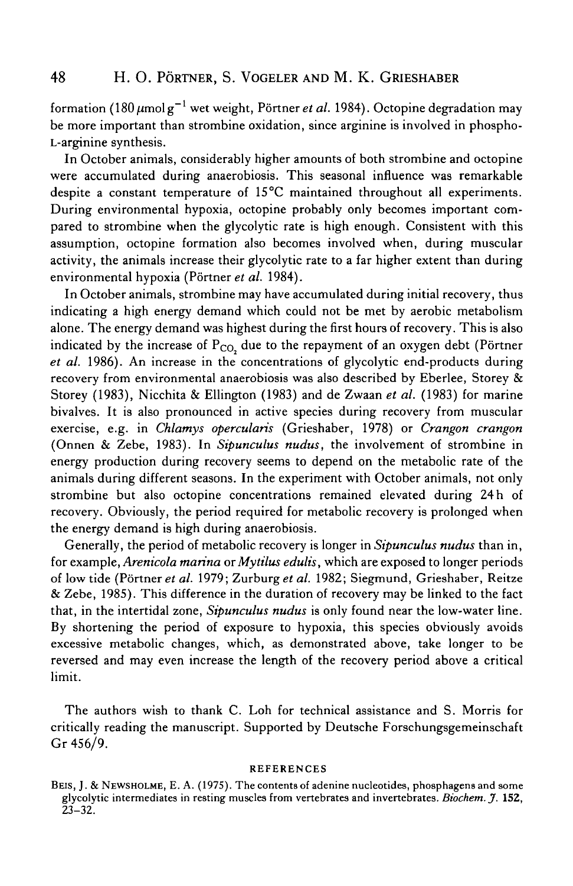formation (180 $\mu$mol g$^{-1}$ wet weight, Pörtner *et al.* 1984). Octopine degradation may be more important than strombine oxidation, since arginine is involved in phospho-L-arginine synthesis.

In October animals, considerably higher amounts of both strombine and octopine were accumulated during anaerobiosis. This seasonal influence was remarkable despite a constant temperature of 15°C maintained throughout all experiments. During environmental hypoxia, octopine probably only becomes important compared to strombine when the glycolytic rate is high enough. Consistent with this assumption, octopine formation also becomes involved when, during muscular activity, the animals increase their glycolytic rate to a far higher extent than during environmental hypoxia (Pörtner *et al.* 1984).

In October animals, strombine may have accumulated during initial recovery, thus indicating a high energy demand which could not be met by aerobic metabolism alone. The energy demand was highest during the first hours of recovery. This is also indicated by the increase of $P_{CO_2}$ due to the repayment of an oxygen debt (Pörtner *et al.* 1986). An increase in the concentrations of glycolytic end-products during recovery from environmental anaerobiosis was also described by Eberlee, Storey & Storey (1983), Nicchita & Ellington (1983) and de Zwaan *et al.* (1983) for marine bivalves. It is also pronounced in active species during recovery from muscular exercise, e.g. in *Chlamys opercularis* (Grieshaber, 1978) or *Crangon crangon* (Onnen & Zebe, 1983). In *Sipunculus nudus*, the involvement of strombine in energy production during recovery seems to depend on the metabolic rate of the animals during different seasons. In the experiment with October animals, not only strombine but also octopine concentrations remained elevated during 24 h of recovery. Obviously, the period required for metabolic recovery is prolonged when the energy demand is high during anaerobiosis.

Generally, the period of metabolic recovery is longer in *Sipunculus nudus* than in, for example, *Arenicola marina* or *Mytilus edulis*, which are exposed to longer periods of low tide (Pörtner *et al.* 1979; Zurburg *et al.* 1982; Siegmund, Grieshaber, Reitze & Zebe, 1985). This difference in the duration of recovery may be linked to the fact that, in the intertidal zone, *Sipunculus nudus* is only found near the low-water line. By shortening the period of exposure to hypoxia, this species obviously avoids excessive metabolic changes, which, as demonstrated above, take longer to be reversed and may even increase the length of the recovery period above a critical limit.

The authors wish to thank C. Loh for technical assistance and S. Morris for critically reading the manuscript. Supported by Deutsche Forschungsgemeinschaft Gr 456/9.

## REFERENCES

Beis, J. & Newsholme, E. A. (1975). The contents of adenine nucleotides, phosphagens and some glycolytic intermediates in resting muscles from vertebrates and invertebrates. *Biochem. J.* **152**, 23–32.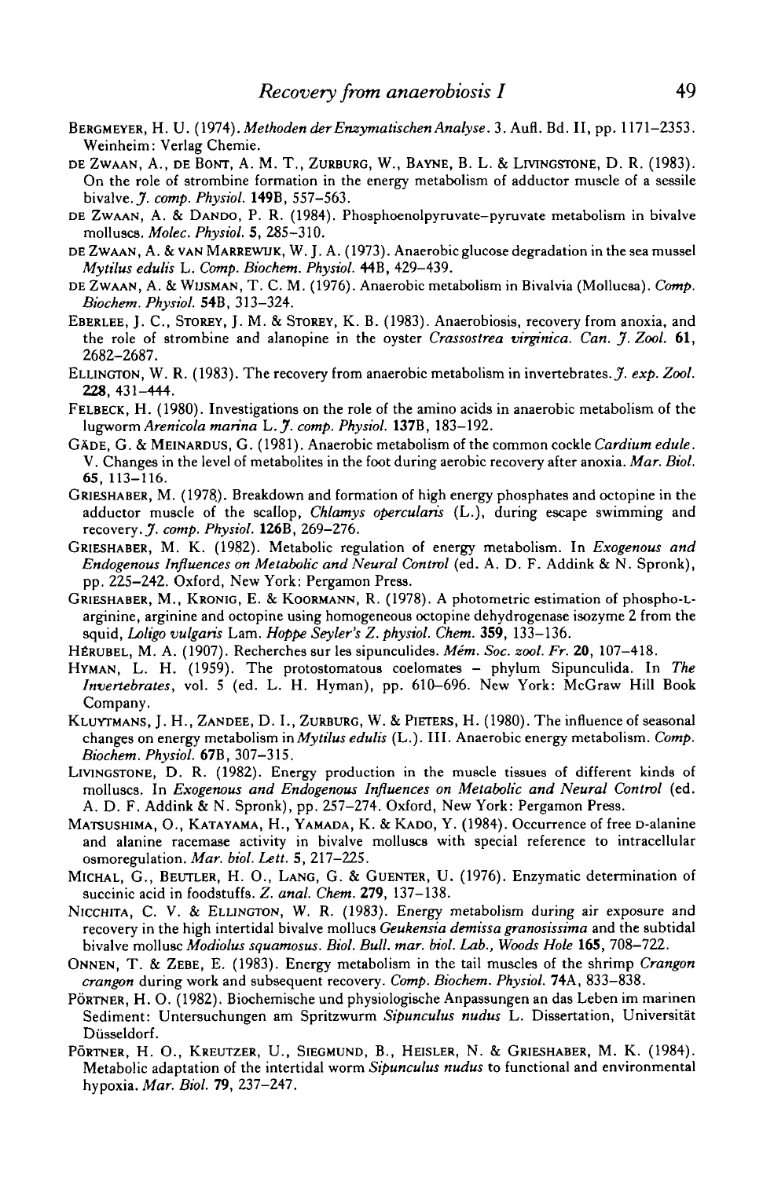BERGMEYER, H. U. (1974). *Methoden der Enzymatischen Analyse*. 3. Aufl. Bd. II, pp. 1171–2353. Weinheim: Verlag Chemie.

DE ZWAAN, A., DE BONT, A. M. T., ZURBURG, W., BAYNE, B. L. & LIVINGSTONE, D. R. (1983). On the role of strombine formation in the energy metabolism of adductor muscle of a sessile bivalve. *J. comp. Physiol.* **149B**, 557–563.

DE ZWAAN, A. & DANDO, P. R. (1984). Phosphoenolpyruvate–pyruvate metabolism in bivalve molluscs. *Molec. Physiol.* **5**, 285–310.

DE ZWAAN, A. & VAN MARREWIJK, W. J. A. (1973). Anaerobic glucose degradation in the sea mussel *Mytilus edulis* L. *Comp. Biochem. Physiol.* **44B**, 429–439.

DE ZWAAN, A. & WIJSMAN, T. C. M. (1976). Anaerobic metabolism in Bivalvia (Mollucsa). *Comp. Biochem. Physiol.* **54B**, 313–324.

EBERLEE, J. C., STOREY, J. M. & STOREY, K. B. (1983). Anaerobiosis, recovery from anoxia, and the role of strombine and alanopine in the oyster *Crassostrea virginica*. *Can. J. Zool.* **61**, 2682–2687.

ELLINGTON, W. R. (1983). The recovery from anaerobic metabolism in invertebrates. *J. exp. Zool.* **228**, 431–444.

FELBECK, H. (1980). Investigations on the role of the amino acids in anaerobic metabolism of the lugworm *Arenicola marina* L. *J. comp. Physiol.* **137B**, 183–192.

GÄDE, G. & MEINARDUS, G. (1981). Anaerobic metabolism of the common cockle *Cardium edule*. V. Changes in the level of metabolites in the foot during aerobic recovery after anoxia. *Mar. Biol.* **65**, 113–116.

GRIESHABER, M. (1978). Breakdown and formation of high energy phosphates and octopine in the adductor muscle of the scallop, *Chlamys opercularis* (L.), during escape swimming and recovery. *J. comp. Physiol.* **126B**, 269–276.

GRIESHABER, M. K. (1982). Metabolic regulation of energy metabolism. In *Exogenous and Endogenous Influences on Metabolic and Neural Control* (ed. A. D. F. Addink & N. Spronk), pp. 225–242. Oxford, New York: Pergamon Press.

GRIESHABER, M., KRONIG, E. & KOORMANN, R. (1978). A photometric estimation of phospho-L-arginine, arginine and octopine using homogeneous octopine dehydrogenase isozyme 2 from the squid, *Loligo vulgaris* Lam. *Hoppe Seyler's Z. physiol. Chem.* **359**, 133–136.

HÉRUBEL, M. A. (1907). Recherches sur les sipunculides. *Mém. Soc. zool. Fr.* **20**, 107–418.

HYMAN, L. H. (1959). The protostomatous coelomates – phylum Sipunculida. In *The Invertebrates*, vol. 5 (ed. L. H. Hyman), pp. 610–696. New York: McGraw Hill Book Company.

KLUYTMANS, J. H., ZANDEE, D. I., ZURBURG, W. & PIETERS, H. (1980). The influence of seasonal changes on energy metabolism in *Mytilus edulis* (L.). III. Anaerobic energy metabolism. *Comp. Biochem. Physiol.* **67B**, 307–315.

LIVINGSTONE, D. R. (1982). Energy production in the muscle tissues of different kinds of molluscs. In *Exogenous and Endogenous Influences on Metabolic and Neural Control* (ed. A. D. F. Addink & N. Spronk), pp. 257–274. Oxford, New York: Pergamon Press.

MATSUSHIMA, O., KATAYAMA, H., YAMADA, K. & KADO, Y. (1984). Occurrence of free D-alanine and alanine racemase activity in bivalve molluscs with special reference to intracellular osmoregulation. *Mar. biol. Lett.* **5**, 217–225.

MICHAL, G., BEUTLER, H. O., LANG, G. & GUENTER, U. (1976). Enzymatic determination of succinic acid in foodstuffs. *Z. anal. Chem.* **279**, 137–138.

NICCHITA, C. V. & ELLINGTON, W. R. (1983). Energy metabolism during air exposure and recovery in the high intertidal bivalve mollucs *Geukensia demissa granosissima* and the subtidal bivalve mollusc *Modiolus squamosus*. *Biol. Bull. mar. biol. Lab., Woods Hole* **165**, 708–722.

ONNEN, T. & ZEBE, E. (1983). Energy metabolism in the tail muscles of the shrimp *Crangon crangon* during work and subsequent recovery. *Comp. Biochem. Physiol.* **74A**, 833–838.

PÖRTNER, H. O. (1982). Biochemische und physiologische Anpassungen an das Leben im marinen Sediment: Untersuchungen am Spritzwurm *Sipunculus nudus* L. Dissertation, Universität Düsseldorf.

PÖRTNER, H. O., KREUTZER, U., SIEGMUND, B., HEISLER, N. & GRIESHABER, M. K. (1984). Metabolic adaptation of the intertidal worm *Sipunculus nudus* to functional and environmental hypoxia. *Mar. Biol.* **79**, 237–247.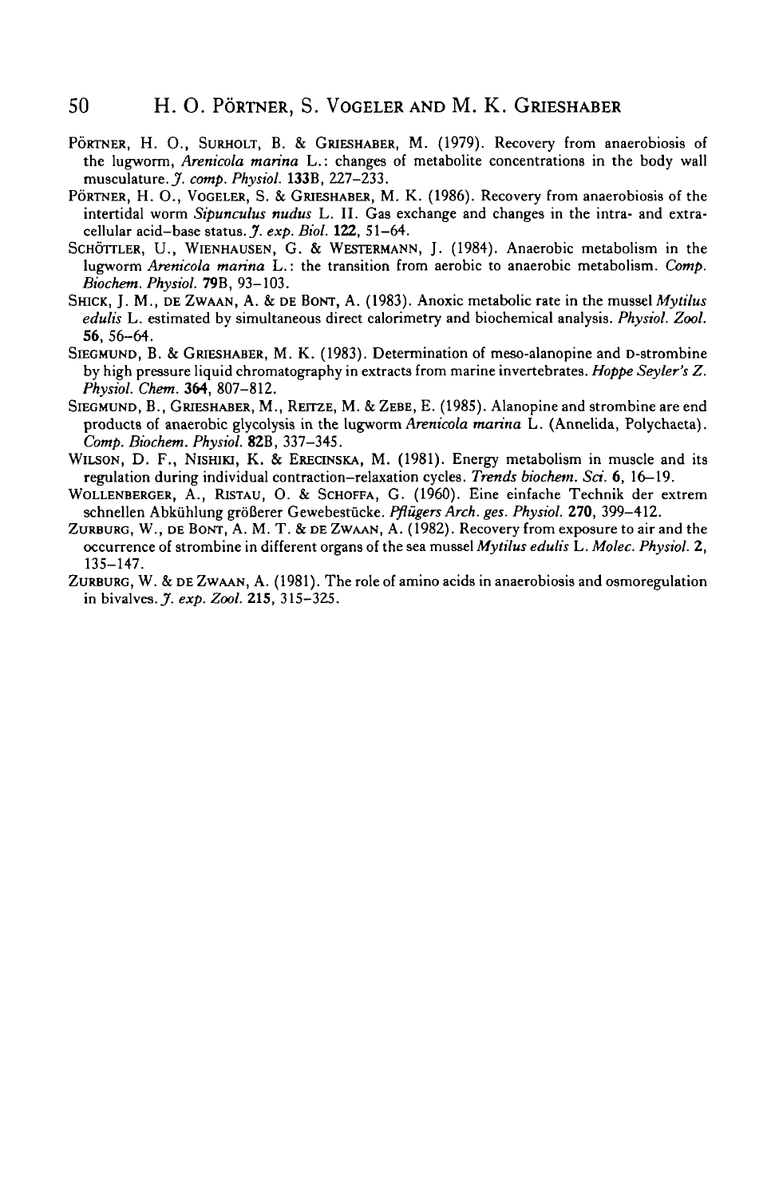Pörtner, H. O., Surholt, B. & Grieshaber, M. (1979). Recovery from anaerobiosis of the lugworm, *Arenicola marina* L.: changes of metabolite concentrations in the body wall musculature. *J. comp. Physiol.* **133**B, 227–233.

Pörtner, H. O., Vogeler, S. & Grieshaber, M. K. (1986). Recovery from anaerobiosis of the intertidal worm *Sipunculus nudus* L. II. Gas exchange and changes in the intra- and extracellular acid–base status. *J. exp. Biol.* **122**, 51–64.

Schöttler, U., Wienhausen, G. & Westermann, J. (1984). Anaerobic metabolism in the lugworm *Arenicola marina* L.: the transition from aerobic to anaerobic metabolism. *Comp. Biochem. Physiol.* **79**B, 93–103.

Shick, J. M., de Zwaan, A. & de Bont, A. (1983). Anoxic metabolic rate in the mussel *Mytilus edulis* L. estimated by simultaneous direct calorimetry and biochemical analysis. *Physiol. Zool.* **56**, 56–64.

Siegmund, B. & Grieshaber, M. K. (1983). Determination of meso-alanopine and D-strombine by high pressure liquid chromatography in extracts from marine invertebrates. *Hoppe Seyler's Z. Physiol. Chem.* **364**, 807–812.

Siegmund, B., Grieshaber, M., Reitze, M. & Zebe, E. (1985). Alanopine and strombine are end products of anaerobic glycolysis in the lugworm *Arenicola marina* L. (Annelida, Polychaeta). *Comp. Biochem. Physiol.* **82**B, 337–345.

Wilson, D. F., Nishiki, K. & Erecinska, M. (1981). Energy metabolism in muscle and its regulation during individual contraction–relaxation cycles. *Trends biochem. Sci.* **6**, 16–19.

Wollenberger, A., Ristau, O. & Schoffa, G. (1960). Eine einfache Technik der extrem schnellen Abkühlung größerer Gewebestücke. *Pflügers Arch. ges. Physiol.* **270**, 399–412.

Zurburg, W., de Bont, A. M. T. & de Zwaan, A. (1982). Recovery from exposure to air and the occurrence of strombine in different organs of the sea mussel *Mytilus edulis* L. *Molec. Physiol.* **2**, 135–147.

Zurburg, W. & de Zwaan, A. (1981). The role of amino acids in anaerobiosis and osmoregulation in bivalves. *J. exp. Zool.* **215**, 315–325.